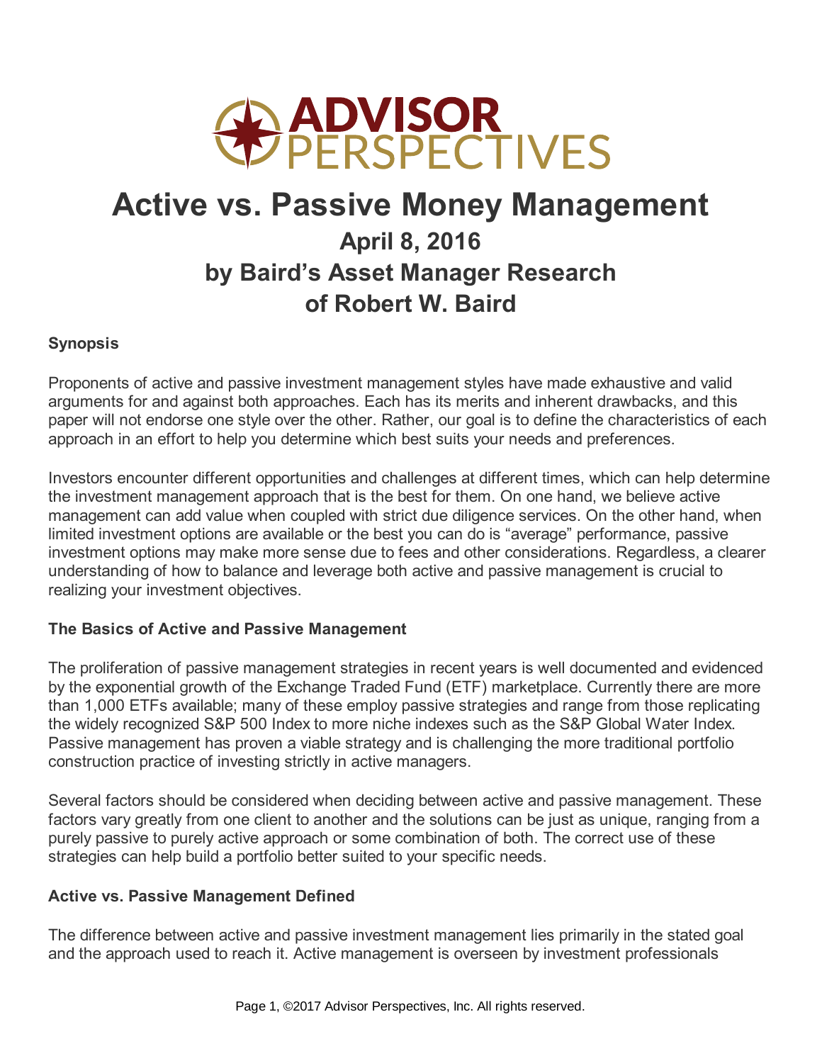# Active vs. Passive Money Management

## April 8, 2016

## by Baird's Asset Manager Research of Robert W. Baird

**Synopsis**

Proponents of active and passive investment management styles have made exhaustive and valid arguments for and against both approaches. Each has its merits and inherent drawbacks, and this paper will not endorse one style over the other. Rather, our goal is to define the characteristics of each approach in an effort to help you determine which best suits your needs and preferences.

Investors encounter different opportunities and challenges at different times, which can help determine the investment management approach that is the best for them. On one hand, we believe active management can add value when coupled with strict due diligence services. On the other hand, when limited investment options are available or the best you can do is "average" performance, passive investment options may make more sense due to fees and other considerations. Regardless, a clearer understanding of how to balance and leverage both active and passive management is crucial to realizing your investment objectives.

**The Basics of Active and Passive Management**

The proliferation of passive management strategies in recent years is well documented and evidenced by the exponential growth of the Exchange Traded Fund (ETF) marketplace. Currently there are more than 1,000 ETFs available; many of these employ passive strategies and range from those replicating the widely recognized S&P 500 Index to more niche indexes such as the S&P Global Water Index. Passive management has proven a viable strategy and is challenging the more traditional portfolio construction practice of investing strictly in active managers.

Several factors should be considered when deciding between active and passive management. These factors vary greatly from one client to another and the solutions can be just as unique, ranging from a purely passive to purely active approach or some combination of both. The correct use of these strategies can help build a portfolio better suited to your specific needs.

**Active vs. Passive Management Defined**

The difference between active and passive investment management lies primarily in the stated goal and the approach used to reach it. Active management is overseen by investment professionals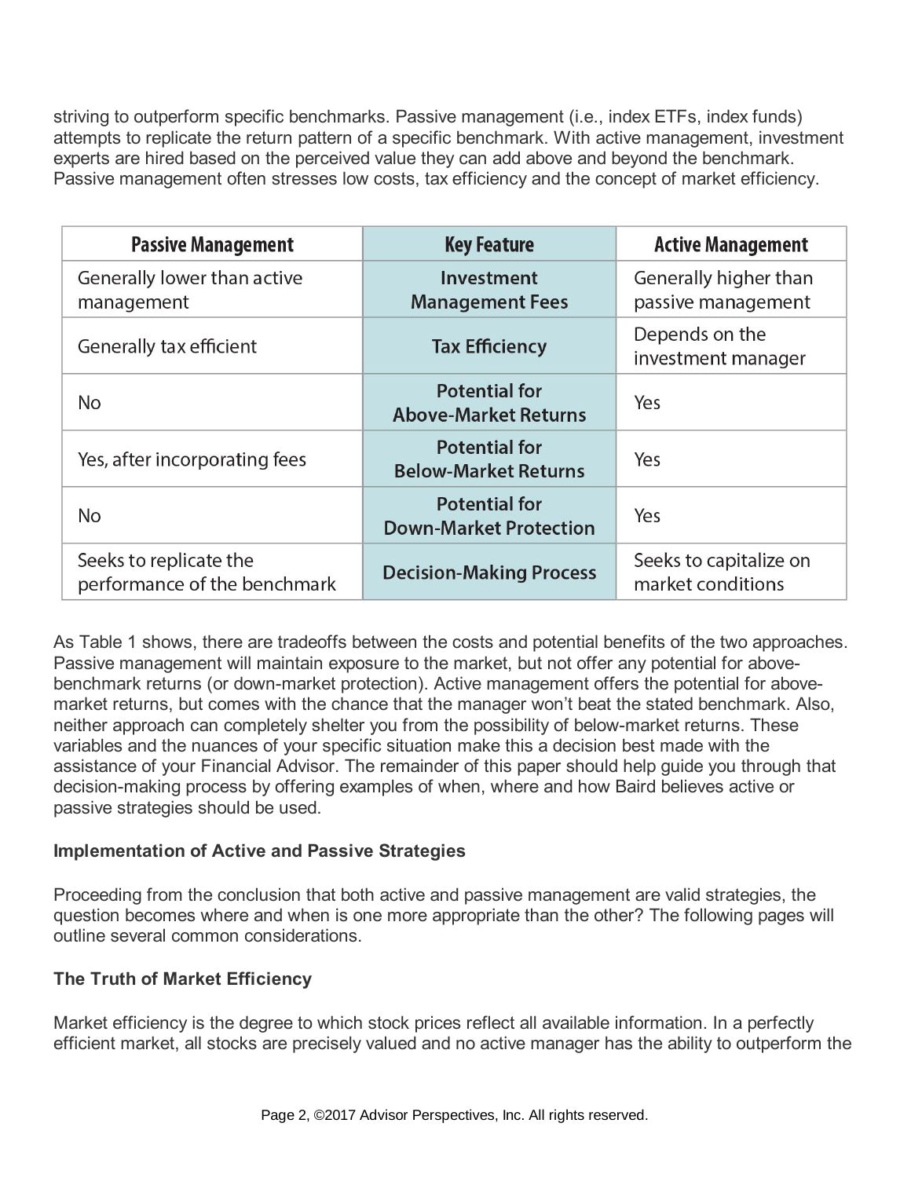striving to outperform specific benchmarks. Passive management (i.e., index ETFs, index funds) attempts to replicate the return pattern of a specific benchmark. With active management, investment experts are hired based on the perceived value they can add above and beyond the benchmark. Passive management often stresses low costs, tax efficiency and the concept of market efficiency.

| Passive Management | Key Feature | Active Management |
| --- | --- | --- |
| Generally lower than active management | **Investment Management Fees** | Generally higher than passive management |
| Generally tax efficient | **Tax Efficiency** | Depends on the investment manager |
| No | **Potential for Above-Market Returns** | Yes |
| Yes, after incorporating fees | **Potential for Below-Market Returns** | Yes |
| No | **Potential for Down-Market Protection** | Yes |
| Seeks to replicate the performance of the benchmark | **Decision-Making Process** | Seeks to capitalize on market conditions |

As Table 1 shows, there are tradeoffs between the costs and potential benefits of the two approaches. Passive management will maintain exposure to the market, but not offer any potential for above-benchmark returns (or down-market protection). Active management offers the potential for above-market returns, but comes with the chance that the manager won't beat the stated benchmark. Also, neither approach can completely shelter you from the possibility of below-market returns. These variables and the nuances of your specific situation make this a decision best made with the assistance of your Financial Advisor. The remainder of this paper should help guide you through that decision-making process by offering examples of when, where and how Baird believes active or passive strategies should be used.

**Implementation of Active and Passive Strategies**

Proceeding from the conclusion that both active and passive management are valid strategies, the question becomes where and when is one more appropriate than the other? The following pages will outline several common considerations.

**The Truth of Market Efficiency**

Market efficiency is the degree to which stock prices reflect all available information. In a perfectly efficient market, all stocks are precisely valued and no active manager has the ability to outperform the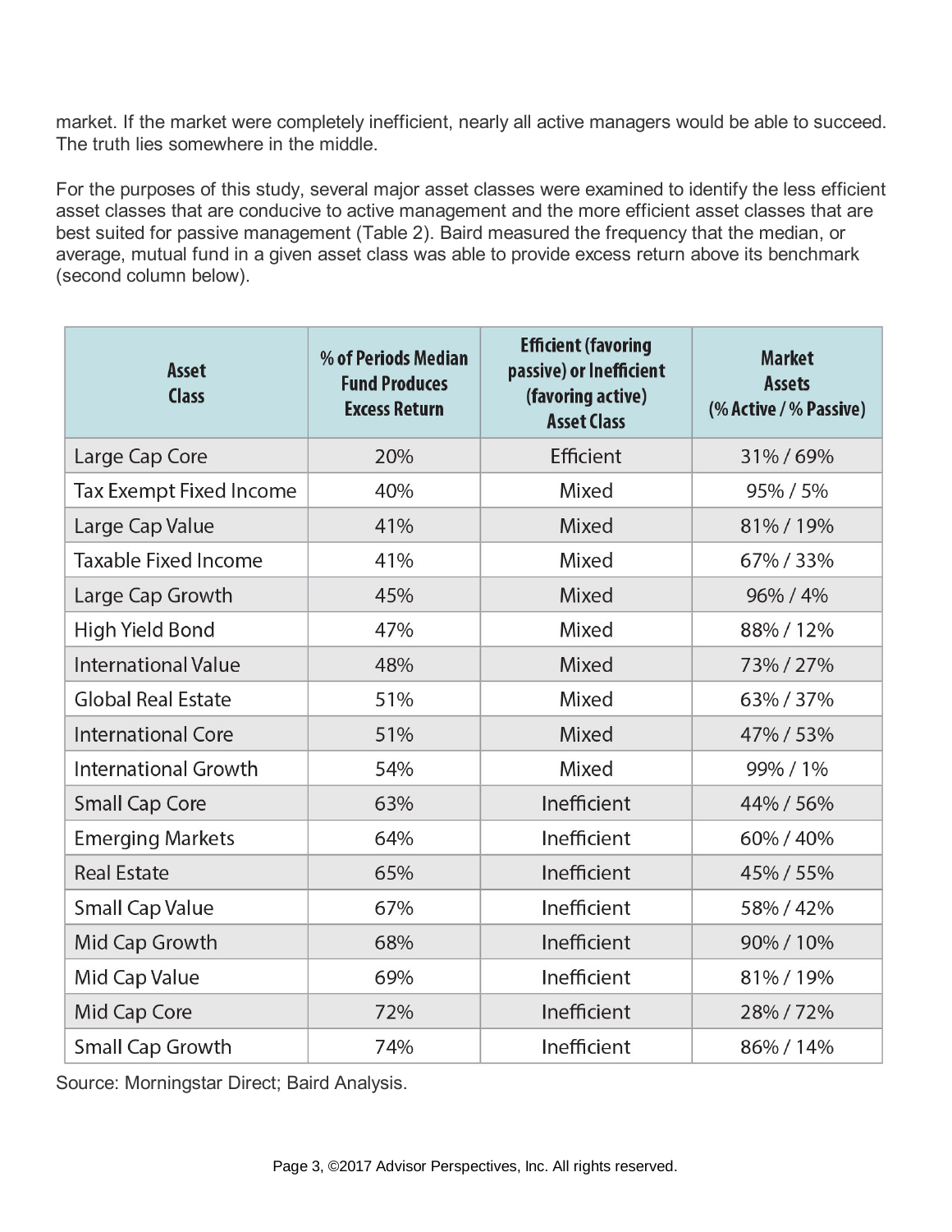market. If the market were completely inefficient, nearly all active managers would be able to succeed. The truth lies somewhere in the middle.

For the purposes of this study, several major asset classes were examined to identify the less efficient asset classes that are conducive to active management and the more efficient asset classes that are best suited for passive management (Table 2). Baird measured the frequency that the median, or average, mutual fund in a given asset class was able to provide excess return above its benchmark (second column below).

| Asset Class | % of Periods Median Fund Produces Excess Return | Efficient (favoring passive) or Inefficient (favoring active) Asset Class | Market Assets (% Active / % Passive) |
|---|---|---|---|
| Large Cap Core | 20% | Efficient | 31% / 69% |
| Tax Exempt Fixed Income | 40% | Mixed | 95% / 5% |
| Large Cap Value | 41% | Mixed | 81% / 19% |
| Taxable Fixed Income | 41% | Mixed | 67% / 33% |
| Large Cap Growth | 45% | Mixed | 96% / 4% |
| High Yield Bond | 47% | Mixed | 88% / 12% |
| International Value | 48% | Mixed | 73% / 27% |
| Global Real Estate | 51% | Mixed | 63% / 37% |
| International Core | 51% | Mixed | 47% / 53% |
| International Growth | 54% | Mixed | 99% / 1% |
| Small Cap Core | 63% | Inefficient | 44% / 56% |
| Emerging Markets | 64% | Inefficient | 60% / 40% |
| Real Estate | 65% | Inefficient | 45% / 55% |
| Small Cap Value | 67% | Inefficient | 58% / 42% |
| Mid Cap Growth | 68% | Inefficient | 90% / 10% |
| Mid Cap Value | 69% | Inefficient | 81% / 19% |
| Mid Cap Core | 72% | Inefficient | 28% / 72% |
| Small Cap Growth | 74% | Inefficient | 86% / 14% |

Source: Morningstar Direct; Baird Analysis.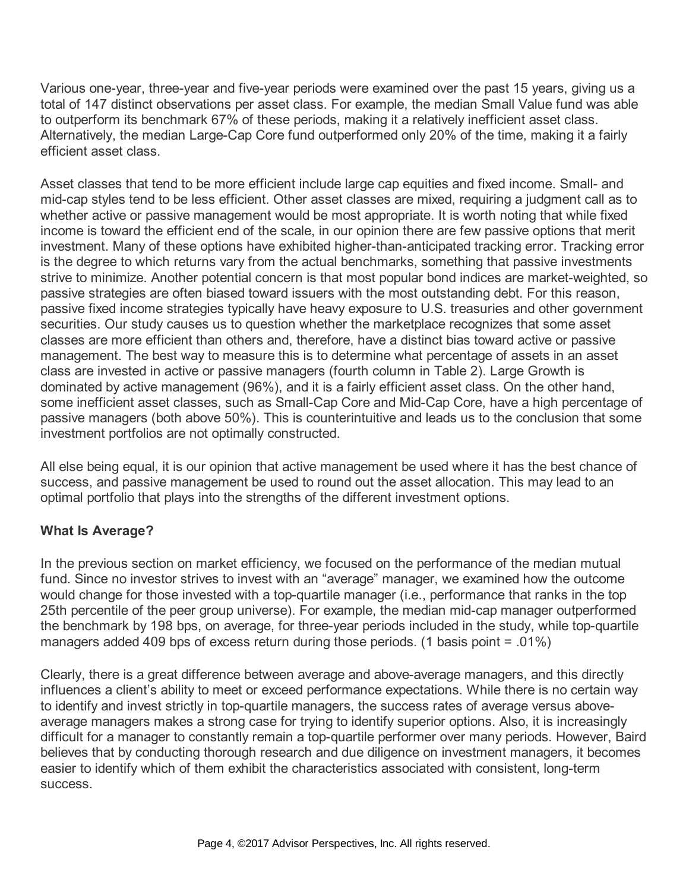Various one-year, three-year and five-year periods were examined over the past 15 years, giving us a total of 147 distinct observations per asset class. For example, the median Small Value fund was able to outperform its benchmark 67% of these periods, making it a relatively inefficient asset class. Alternatively, the median Large-Cap Core fund outperformed only 20% of the time, making it a fairly efficient asset class.

Asset classes that tend to be more efficient include large cap equities and fixed income. Small- and mid-cap styles tend to be less efficient. Other asset classes are mixed, requiring a judgment call as to whether active or passive management would be most appropriate. It is worth noting that while fixed income is toward the efficient end of the scale, in our opinion there are few passive options that merit investment. Many of these options have exhibited higher-than-anticipated tracking error. Tracking error is the degree to which returns vary from the actual benchmarks, something that passive investments strive to minimize. Another potential concern is that most popular bond indices are market-weighted, so passive strategies are often biased toward issuers with the most outstanding debt. For this reason, passive fixed income strategies typically have heavy exposure to U.S. treasuries and other government securities. Our study causes us to question whether the marketplace recognizes that some asset classes are more efficient than others and, therefore, have a distinct bias toward active or passive management. The best way to measure this is to determine what percentage of assets in an asset class are invested in active or passive managers (fourth column in Table 2). Large Growth is dominated by active management (96%), and it is a fairly efficient asset class. On the other hand, some inefficient asset classes, such as Small-Cap Core and Mid-Cap Core, have a high percentage of passive managers (both above 50%). This is counterintuitive and leads us to the conclusion that some investment portfolios are not optimally constructed.

All else being equal, it is our opinion that active management be used where it has the best chance of success, and passive management be used to round out the asset allocation. This may lead to an optimal portfolio that plays into the strengths of the different investment options.

**What Is Average?**

In the previous section on market efficiency, we focused on the performance of the median mutual fund. Since no investor strives to invest with an "average" manager, we examined how the outcome would change for those invested with a top-quartile manager (i.e., performance that ranks in the top 25th percentile of the peer group universe). For example, the median mid-cap manager outperformed the benchmark by 198 bps, on average, for three-year periods included in the study, while top-quartile managers added 409 bps of excess return during those periods. (1 basis point = .01%)

Clearly, there is a great difference between average and above-average managers, and this directly influences a client's ability to meet or exceed performance expectations. While there is no certain way to identify and invest strictly in top-quartile managers, the success rates of average versus above-average managers makes a strong case for trying to identify superior options. Also, it is increasingly difficult for a manager to constantly remain a top-quartile performer over many periods. However, Baird believes that by conducting thorough research and due diligence on investment managers, it becomes easier to identify which of them exhibit the characteristics associated with consistent, long-term success.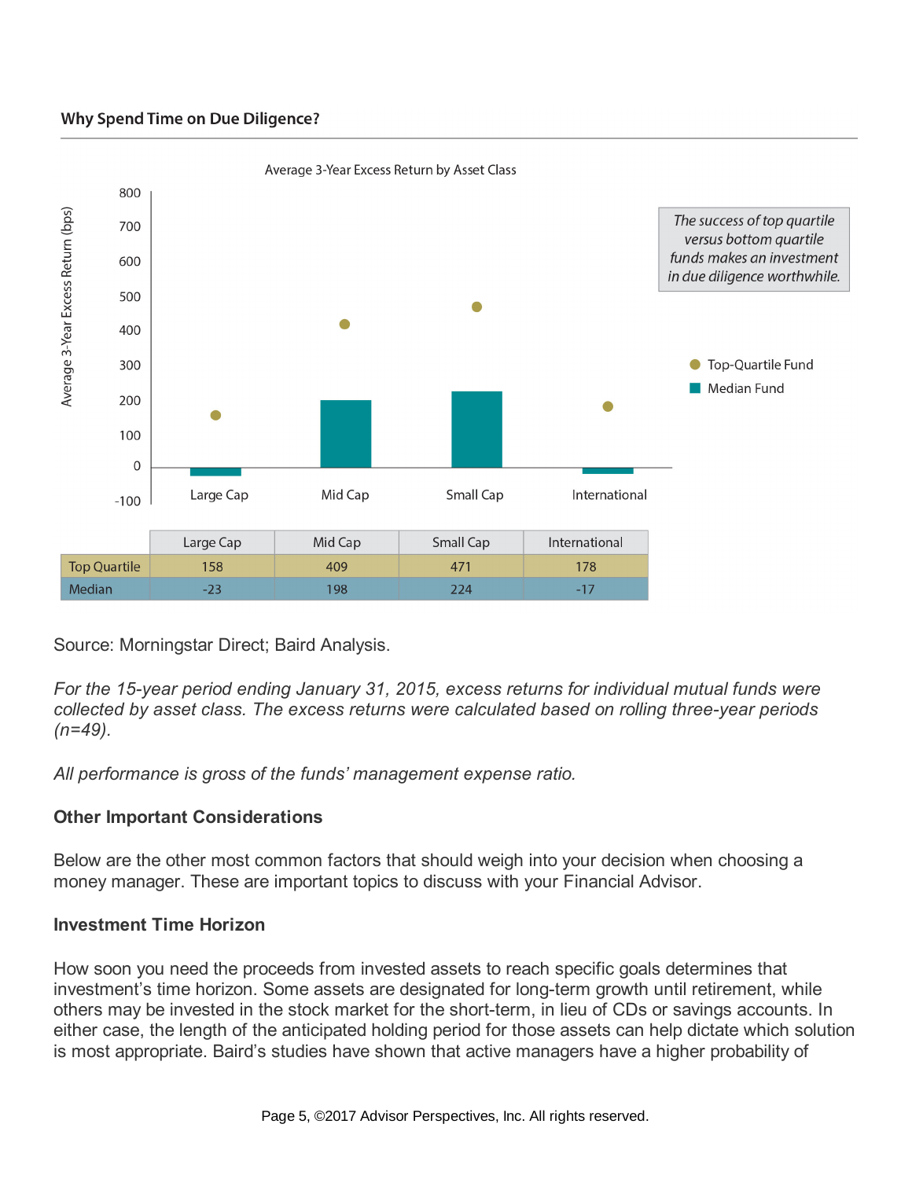**Why Spend Time on Due Diligence?**

Average 3-Year Excess Return by Asset Class

*The success of top quartile versus bottom quartile funds makes an investment in due diligence worthwhile.*

| | Large Cap | Mid Cap | Small Cap | International |
|---|---|---|---|---|
| Top Quartile | 158 | 409 | 471 | 178 |
| Median | -23 | 198 | 224 | -17 |

Source: Morningstar Direct; Baird Analysis.

*For the 15-year period ending January 31, 2015, excess returns for individual mutual funds were collected by asset class. The excess returns were calculated based on rolling three-year periods (n=49).*

*All performance is gross of the funds' management expense ratio.*

**Other Important Considerations**

Below are the other most common factors that should weigh into your decision when choosing a money manager. These are important topics to discuss with your Financial Advisor.

**Investment Time Horizon**

How soon you need the proceeds from invested assets to reach specific goals determines that investment's time horizon. Some assets are designated for long-term growth until retirement, while others may be invested in the stock market for the short-term, in lieu of CDs or savings accounts. In either case, the length of the anticipated holding period for those assets can help dictate which solution is most appropriate. Baird's studies have shown that active managers have a higher probability of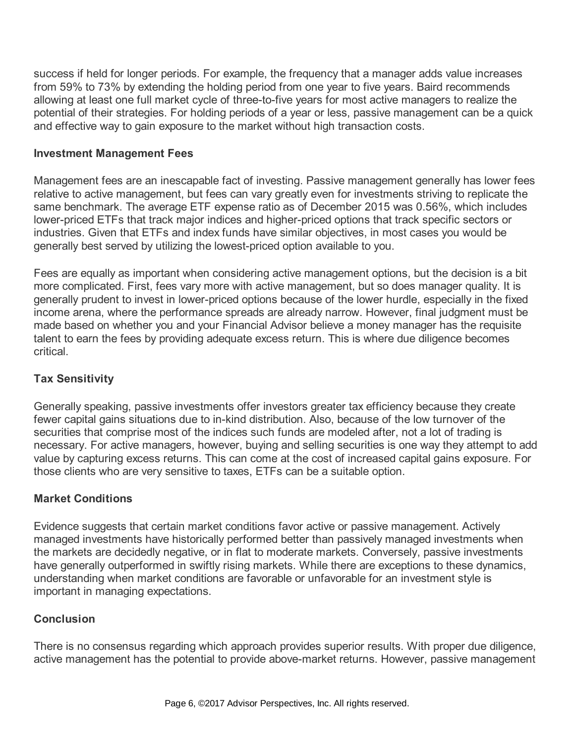success if held for longer periods. For example, the frequency that a manager adds value increases from 59% to 73% by extending the holding period from one year to five years. Baird recommends allowing at least one full market cycle of three-to-five years for most active managers to realize the potential of their strategies. For holding periods of a year or less, passive management can be a quick and effective way to gain exposure to the market without high transaction costs.

**Investment Management Fees**

Management fees are an inescapable fact of investing. Passive management generally has lower fees relative to active management, but fees can vary greatly even for investments striving to replicate the same benchmark. The average ETF expense ratio as of December 2015 was 0.56%, which includes lower-priced ETFs that track major indices and higher-priced options that track specific sectors or industries. Given that ETFs and index funds have similar objectives, in most cases you would be generally best served by utilizing the lowest-priced option available to you.

Fees are equally as important when considering active management options, but the decision is a bit more complicated. First, fees vary more with active management, but so does manager quality. It is generally prudent to invest in lower-priced options because of the lower hurdle, especially in the fixed income arena, where the performance spreads are already narrow. However, final judgment must be made based on whether you and your Financial Advisor believe a money manager has the requisite talent to earn the fees by providing adequate excess return. This is where due diligence becomes critical.

**Tax Sensitivity**

Generally speaking, passive investments offer investors greater tax efficiency because they create fewer capital gains situations due to in-kind distribution. Also, because of the low turnover of the securities that comprise most of the indices such funds are modeled after, not a lot of trading is necessary. For active managers, however, buying and selling securities is one way they attempt to add value by capturing excess returns. This can come at the cost of increased capital gains exposure. For those clients who are very sensitive to taxes, ETFs can be a suitable option.

**Market Conditions**

Evidence suggests that certain market conditions favor active or passive management. Actively managed investments have historically performed better than passively managed investments when the markets are decidedly negative, or in flat to moderate markets. Conversely, passive investments have generally outperformed in swiftly rising markets. While there are exceptions to these dynamics, understanding when market conditions are favorable or unfavorable for an investment style is important in managing expectations.

**Conclusion**

There is no consensus regarding which approach provides superior results. With proper due diligence, active management has the potential to provide above-market returns. However, passive management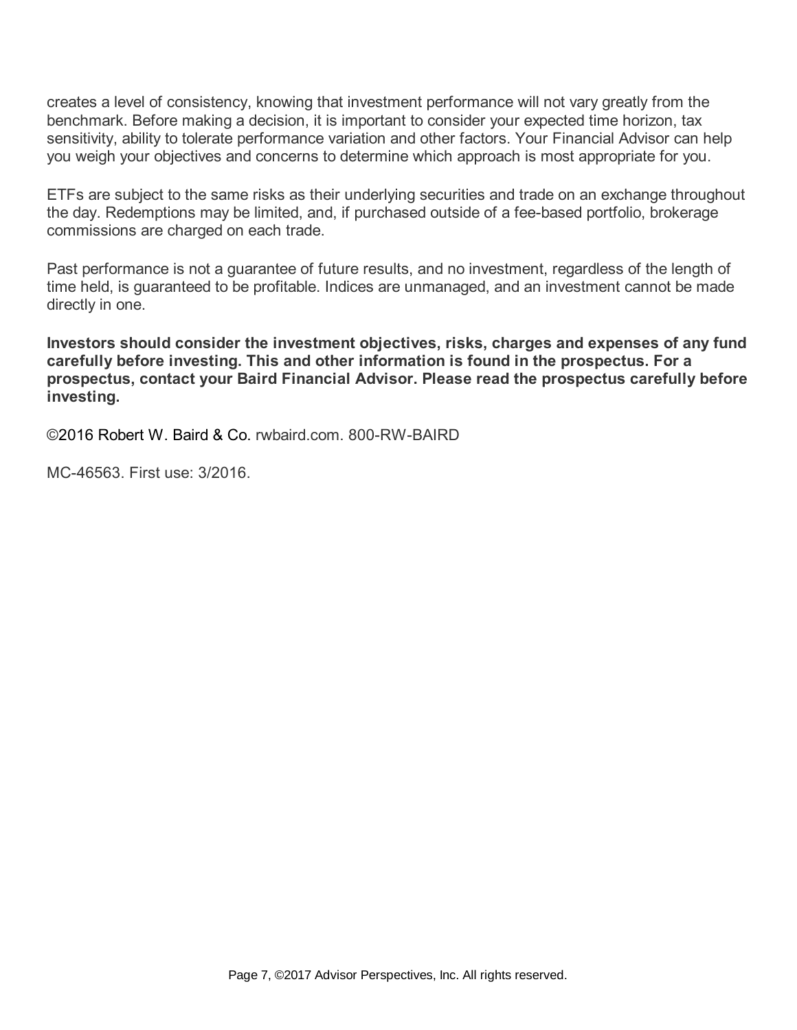creates a level of consistency, knowing that investment performance will not vary greatly from the benchmark. Before making a decision, it is important to consider your expected time horizon, tax sensitivity, ability to tolerate performance variation and other factors. Your Financial Advisor can help you weigh your objectives and concerns to determine which approach is most appropriate for you.

ETFs are subject to the same risks as their underlying securities and trade on an exchange throughout the day. Redemptions may be limited, and, if purchased outside of a fee-based portfolio, brokerage commissions are charged on each trade.

Past performance is not a guarantee of future results, and no investment, regardless of the length of time held, is guaranteed to be profitable. Indices are unmanaged, and an investment cannot be made directly in one.

**Investors should consider the investment objectives, risks, charges and expenses of any fund carefully before investing. This and other information is found in the prospectus. For a prospectus, contact your Baird Financial Advisor. Please read the prospectus carefully before investing.**

©2016 Robert W. Baird & Co. rwbaird.com. 800-RW-BAIRD

MC-46563. First use: 3/2016.